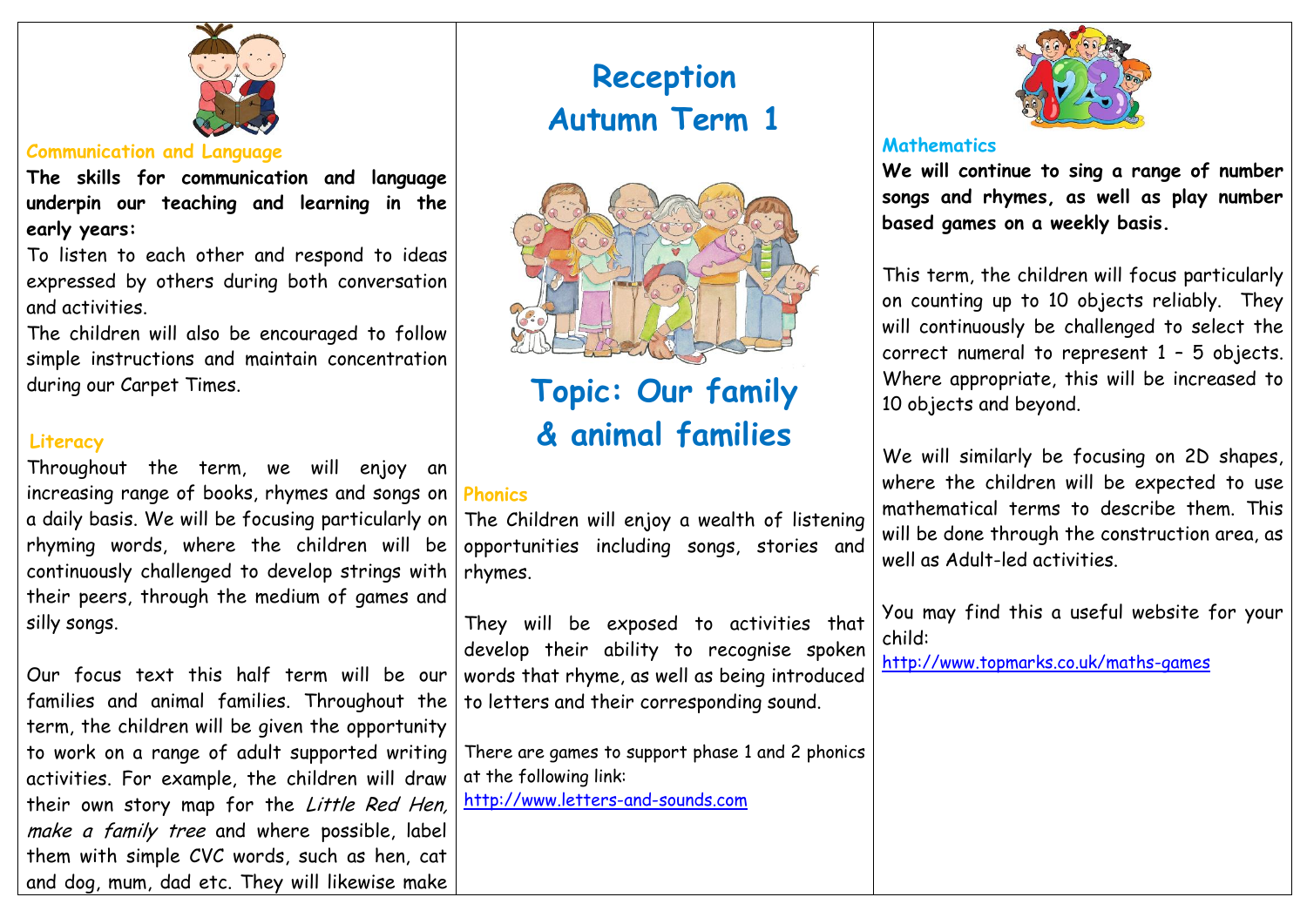# Reception Autumn Term 1

## Topic: Our family & animal families

### Communication and Language

**The skills for communication and language underpin our teaching and learning in the early years:**

To listen to each other and respond to ideas expressed by others during both conversation and activities.

The children will also be encouraged to follow simple instructions and maintain concentration during our Carpet Times.

### Literacy

Throughout the term, we will enjoy an increasing range of books, rhymes and songs on a daily basis. We will be focusing particularly on rhyming words, where the children will be continuously challenged to develop strings with their peers, through the medium of games and silly songs.

Our focus text this half term will be our families and animal families. Throughout the term, the children will be given the opportunity to work on a range of adult supported writing activities. For example, the children will draw their own story map for the *Little Red Hen, make a family tree* and where possible, label them with simple CVC words, such as hen, cat and dog, mum, dad etc. They will likewise make

### Phonics

The Children will enjoy a wealth of listening opportunities including songs, stories and rhymes.

They will be exposed to activities that develop their ability to recognise spoken words that rhyme, as well as being introduced to letters and their corresponding sound.

There are games to support phase 1 and 2 phonics at the following link:
http://www.letters-and-sounds.com

### Mathematics

**We will continue to sing a range of number songs and rhymes, as well as play number based games on a weekly basis.**

This term, the children will focus particularly on counting up to 10 objects reliably. They will continuously be challenged to select the correct numeral to represent 1 – 5 objects. Where appropriate, this will be increased to 10 objects and beyond.

We will similarly be focusing on 2D shapes, where the children will be expected to use mathematical terms to describe them. This will be done through the construction area, as well as Adult-led activities.

You may find this a useful website for your child:
http://www.topmarks.co.uk/maths-games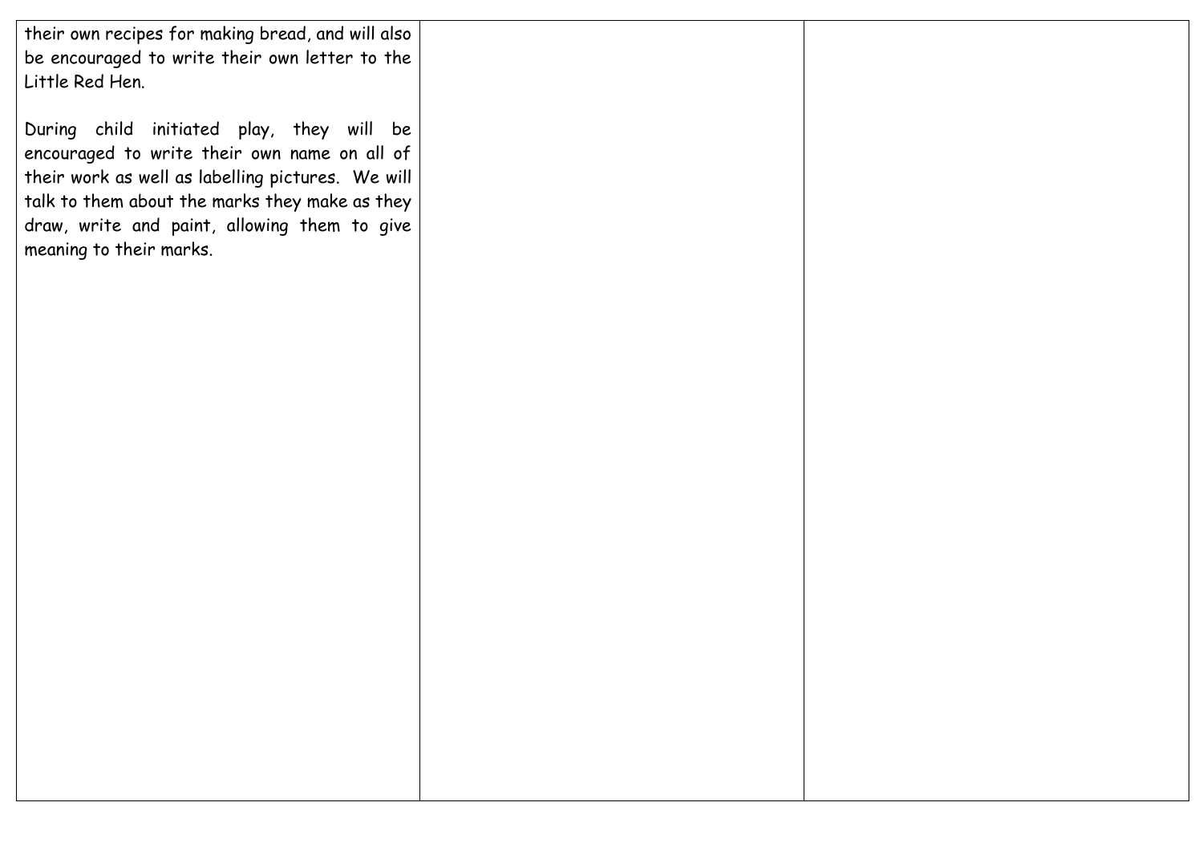| | | |
|---|---|---|
| their own recipes for making bread, and will also be encouraged to write their own letter to the Little Red Hen.<br><br>During child initiated play, they will be encouraged to write their own name on all of their work as well as labelling pictures. We will talk to them about the marks they make as they draw, write and paint, allowing them to give meaning to their marks. | | |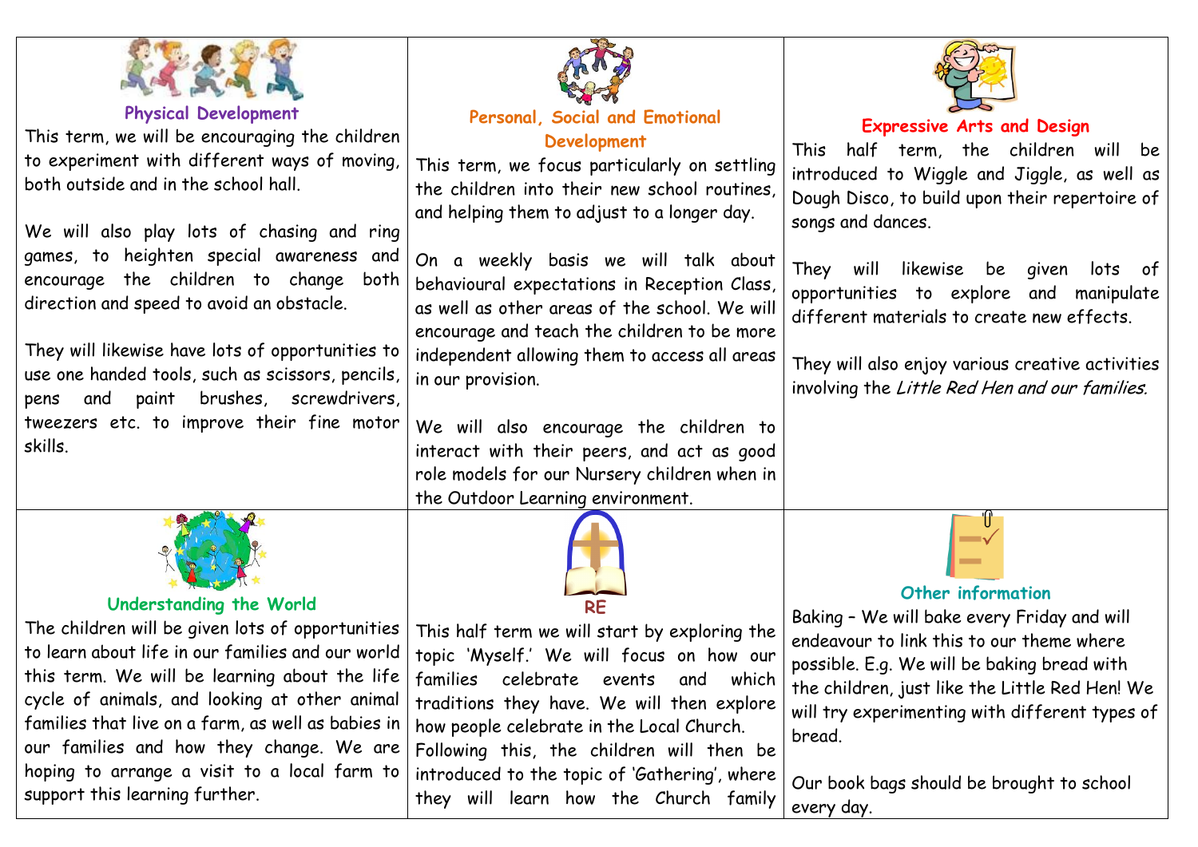## Physical Development

This term, we will be encouraging the children to experiment with different ways of moving, both outside and in the school hall.

We will also play lots of chasing and ring games, to heighten special awareness and encourage the children to change both direction and speed to avoid an obstacle.

They will likewise have lots of opportunities to use one handed tools, such as scissors, pencils, pens and paint brushes, screwdrivers, tweezers etc. to improve their fine motor skills.

## Personal, Social and Emotional Development

This term, we focus particularly on settling the children into their new school routines, and helping them to adjust to a longer day.

On a weekly basis we will talk about behavioural expectations in Reception Class, as well as other areas of the school. We will encourage and teach the children to be more independent allowing them to access all areas in our provision.

We will also encourage the children to interact with their peers, and act as good role models for our Nursery children when in the Outdoor Learning environment.

## Expressive Arts and Design

This half term, the children will be introduced to Wiggle and Jiggle, as well as Dough Disco, to build upon their repertoire of songs and dances.

They will likewise be given lots of opportunities to explore and manipulate different materials to create new effects.

They will also enjoy various creative activities involving the *Little Red Hen and our families.*

## Understanding the World

The children will be given lots of opportunities to learn about life in our families and our world this term. We will be learning about the life cycle of animals, and looking at other animal families that live on a farm, as well as babies in our families and how they change. We are hoping to arrange a visit to a local farm to support this learning further.

## RE

This half term we will start by exploring the topic 'Myself.' We will focus on how our families celebrate events and which traditions they have. We will then explore how people celebrate in the Local Church. Following this, the children will then be introduced to the topic of 'Gathering', where they will learn how the Church family

## Other information

Baking – We will bake every Friday and will endeavour to link this to our theme where possible. E.g. We will be baking bread with the children, just like the Little Red Hen! We will try experimenting with different types of bread.

Our book bags should be brought to school every day.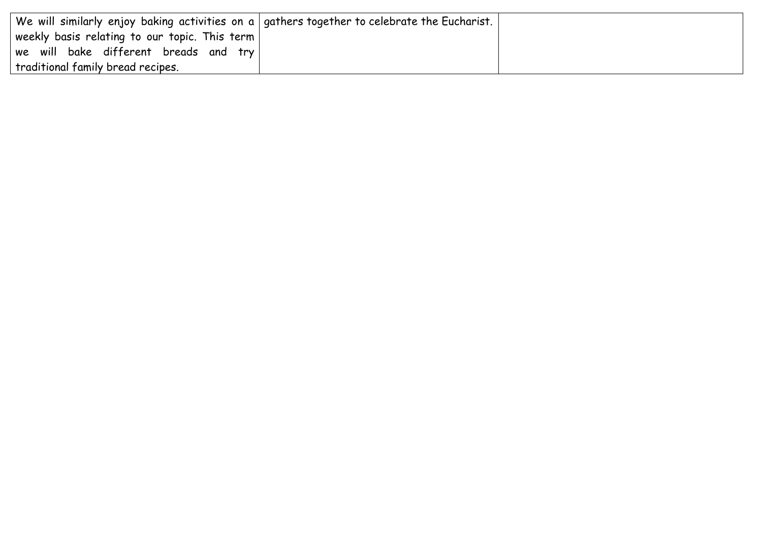| | | |
|---|---|---|
| We will similarly enjoy baking activities on a weekly basis relating to our topic. This term we will bake different breads and try traditional family bread recipes. | gathers together to celebrate the Eucharist. | |